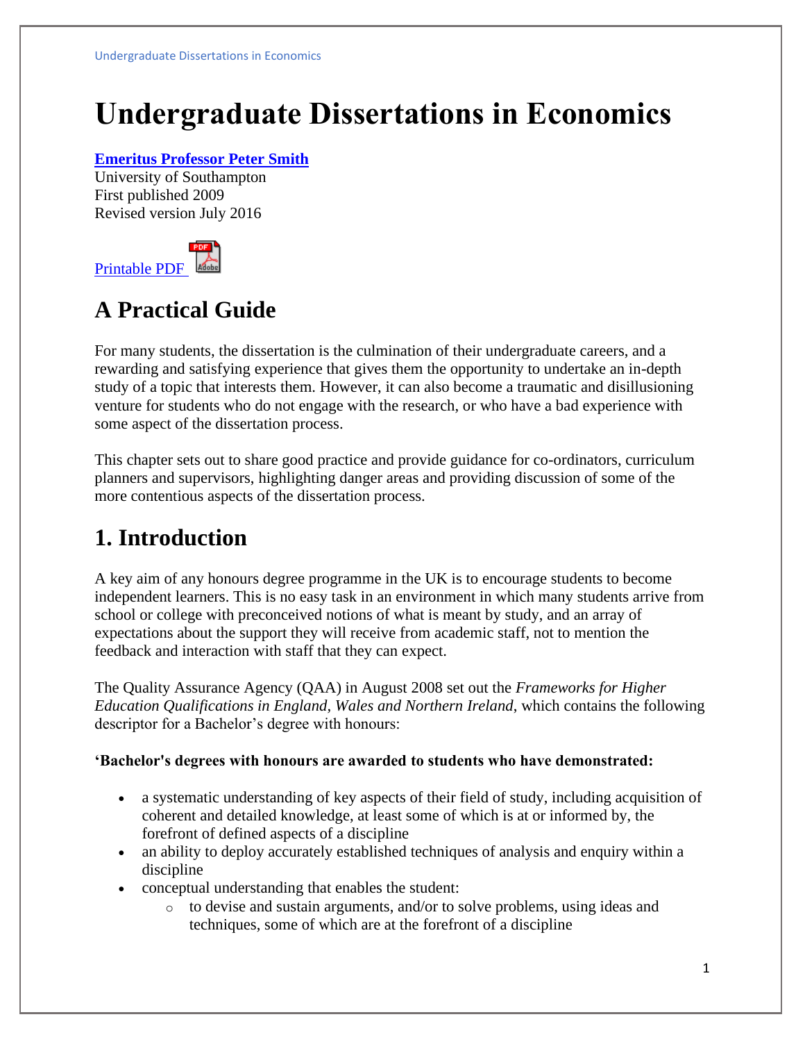# Undergraduate Dissertations in Economics

**Emeritus Professor Peter Smith**
University of Southampton
First published 2009
Revised version July 2016

Printable PDF

## A Practical Guide

For many students, the dissertation is the culmination of their undergraduate careers, and a rewarding and satisfying experience that gives them the opportunity to undertake an in-depth study of a topic that interests them. However, it can also become a traumatic and disillusioning venture for students who do not engage with the research, or who have a bad experience with some aspect of the dissertation process.

This chapter sets out to share good practice and provide guidance for co-ordinators, curriculum planners and supervisors, highlighting danger areas and providing discussion of some of the more contentious aspects of the dissertation process.

## 1. Introduction

A key aim of any honours degree programme in the UK is to encourage students to become independent learners. This is no easy task in an environment in which many students arrive from school or college with preconceived notions of what is meant by study, and an array of expectations about the support they will receive from academic staff, not to mention the feedback and interaction with staff that they can expect.

The Quality Assurance Agency (QAA) in August 2008 set out the *Frameworks for Higher Education Qualifications in England, Wales and Northern Ireland*, which contains the following descriptor for a Bachelor's degree with honours:

**'Bachelor's degrees with honours are awarded to students who have demonstrated:**

- a systematic understanding of key aspects of their field of study, including acquisition of coherent and detailed knowledge, at least some of which is at or informed by, the forefront of defined aspects of a discipline
- an ability to deploy accurately established techniques of analysis and enquiry within a discipline
- conceptual understanding that enables the student:
    - to devise and sustain arguments, and/or to solve problems, using ideas and techniques, some of which are at the forefront of a discipline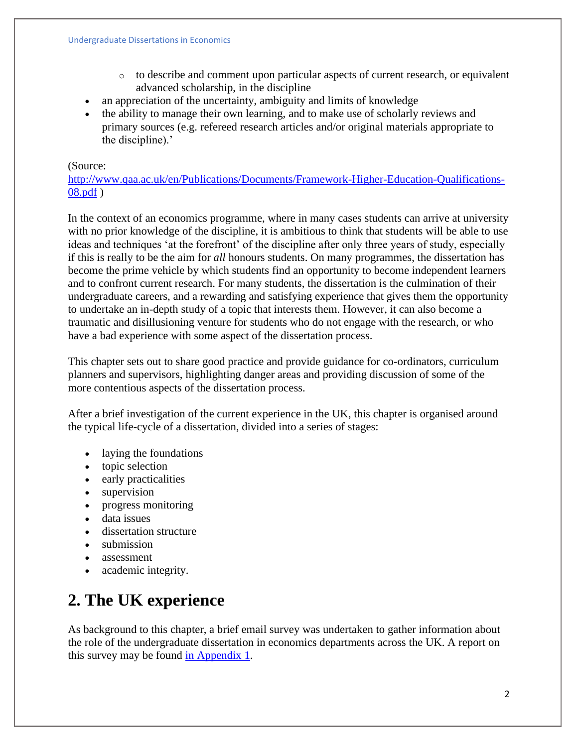- to describe and comment upon particular aspects of current research, or equivalent advanced scholarship, in the discipline
- an appreciation of the uncertainty, ambiguity and limits of knowledge
- the ability to manage their own learning, and to make use of scholarly reviews and primary sources (e.g. refereed research articles and/or original materials appropriate to the discipline).'

(Source:
[http://www.qaa.ac.uk/en/Publications/Documents/Framework-Higher-Education-Qualifications-08.pdf](http://www.qaa.ac.uk/en/Publications/Documents/Framework-Higher-Education-Qualifications-08.pdf) )

In the context of an economics programme, where in many cases students can arrive at university with no prior knowledge of the discipline, it is ambitious to think that students will be able to use ideas and techniques 'at the forefront' of the discipline after only three years of study, especially if this is really to be the aim for *all* honours students. On many programmes, the dissertation has become the prime vehicle by which students find an opportunity to become independent learners and to confront current research. For many students, the dissertation is the culmination of their undergraduate careers, and a rewarding and satisfying experience that gives them the opportunity to undertake an in-depth study of a topic that interests them. However, it can also become a traumatic and disillusioning venture for students who do not engage with the research, or who have a bad experience with some aspect of the dissertation process.

This chapter sets out to share good practice and provide guidance for co-ordinators, curriculum planners and supervisors, highlighting danger areas and providing discussion of some of the more contentious aspects of the dissertation process.

After a brief investigation of the current experience in the UK, this chapter is organised around the typical life-cycle of a dissertation, divided into a series of stages:

- laying the foundations
- topic selection
- early practicalities
- supervision
- progress monitoring
- data issues
- dissertation structure
- submission
- assessment
- academic integrity.

## 2. The UK experience

As background to this chapter, a brief email survey was undertaken to gather information about the role of the undergraduate dissertation in economics departments across the UK. A report on this survey may be found [in Appendix 1](#).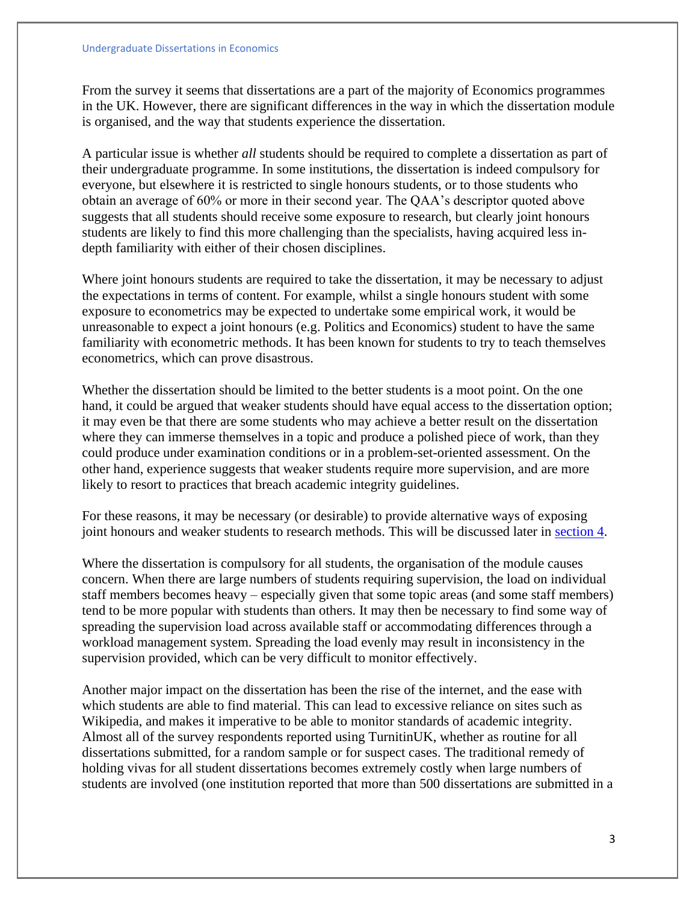From the survey it seems that dissertations are a part of the majority of Economics programmes in the UK. However, there are significant differences in the way in which the dissertation module is organised, and the way that students experience the dissertation.

A particular issue is whether *all* students should be required to complete a dissertation as part of their undergraduate programme. In some institutions, the dissertation is indeed compulsory for everyone, but elsewhere it is restricted to single honours students, or to those students who obtain an average of 60% or more in their second year. The QAA's descriptor quoted above suggests that all students should receive some exposure to research, but clearly joint honours students are likely to find this more challenging than the specialists, having acquired less in-depth familiarity with either of their chosen disciplines.

Where joint honours students are required to take the dissertation, it may be necessary to adjust the expectations in terms of content. For example, whilst a single honours student with some exposure to econometrics may be expected to undertake some empirical work, it would be unreasonable to expect a joint honours (e.g. Politics and Economics) student to have the same familiarity with econometric methods. It has been known for students to try to teach themselves econometrics, which can prove disastrous.

Whether the dissertation should be limited to the better students is a moot point. On the one hand, it could be argued that weaker students should have equal access to the dissertation option; it may even be that there are some students who may achieve a better result on the dissertation where they can immerse themselves in a topic and produce a polished piece of work, than they could produce under examination conditions or in a problem-set-oriented assessment. On the other hand, experience suggests that weaker students require more supervision, and are more likely to resort to practices that breach academic integrity guidelines.

For these reasons, it may be necessary (or desirable) to provide alternative ways of exposing joint honours and weaker students to research methods. This will be discussed later in section 4.

Where the dissertation is compulsory for all students, the organisation of the module causes concern. When there are large numbers of students requiring supervision, the load on individual staff members becomes heavy – especially given that some topic areas (and some staff members) tend to be more popular with students than others. It may then be necessary to find some way of spreading the supervision load across available staff or accommodating differences through a workload management system. Spreading the load evenly may result in inconsistency in the supervision provided, which can be very difficult to monitor effectively.

Another major impact on the dissertation has been the rise of the internet, and the ease with which students are able to find material. This can lead to excessive reliance on sites such as Wikipedia, and makes it imperative to be able to monitor standards of academic integrity. Almost all of the survey respondents reported using TurnitinUK, whether as routine for all dissertations submitted, for a random sample or for suspect cases. The traditional remedy of holding vivas for all student dissertations becomes extremely costly when large numbers of students are involved (one institution reported that more than 500 dissertations are submitted in a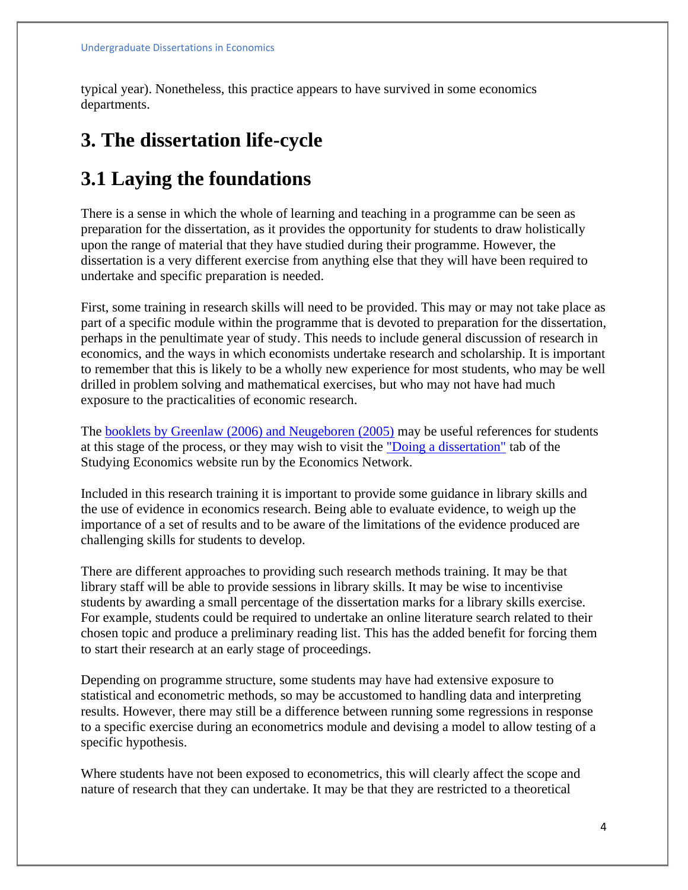typical year). Nonetheless, this practice appears to have survived in some economics departments.

# 3. The dissertation life-cycle

## 3.1 Laying the foundations

There is a sense in which the whole of learning and teaching in a programme can be seen as preparation for the dissertation, as it provides the opportunity for students to draw holistically upon the range of material that they have studied during their programme. However, the dissertation is a very different exercise from anything else that they will have been required to undertake and specific preparation is needed.

First, some training in research skills will need to be provided. This may or may not take place as part of a specific module within the programme that is devoted to preparation for the dissertation, perhaps in the penultimate year of study. This needs to include general discussion of research in economics, and the ways in which economists undertake research and scholarship. It is important to remember that this is likely to be a wholly new experience for most students, who may be well drilled in problem solving and mathematical exercises, but who may not have had much exposure to the practicalities of economic research.

The booklets by Greenlaw (2006) and Neugeboren (2005) may be useful references for students at this stage of the process, or they may wish to visit the "Doing a dissertation" tab of the Studying Economics website run by the Economics Network.

Included in this research training it is important to provide some guidance in library skills and the use of evidence in economics research. Being able to evaluate evidence, to weigh up the importance of a set of results and to be aware of the limitations of the evidence produced are challenging skills for students to develop.

There are different approaches to providing such research methods training. It may be that library staff will be able to provide sessions in library skills. It may be wise to incentivise students by awarding a small percentage of the dissertation marks for a library skills exercise. For example, students could be required to undertake an online literature search related to their chosen topic and produce a preliminary reading list. This has the added benefit for forcing them to start their research at an early stage of proceedings.

Depending on programme structure, some students may have had extensive exposure to statistical and econometric methods, so may be accustomed to handling data and interpreting results. However, there may still be a difference between running some regressions in response to a specific exercise during an econometrics module and devising a model to allow testing of a specific hypothesis.

Where students have not been exposed to econometrics, this will clearly affect the scope and nature of research that they can undertake. It may be that they are restricted to a theoretical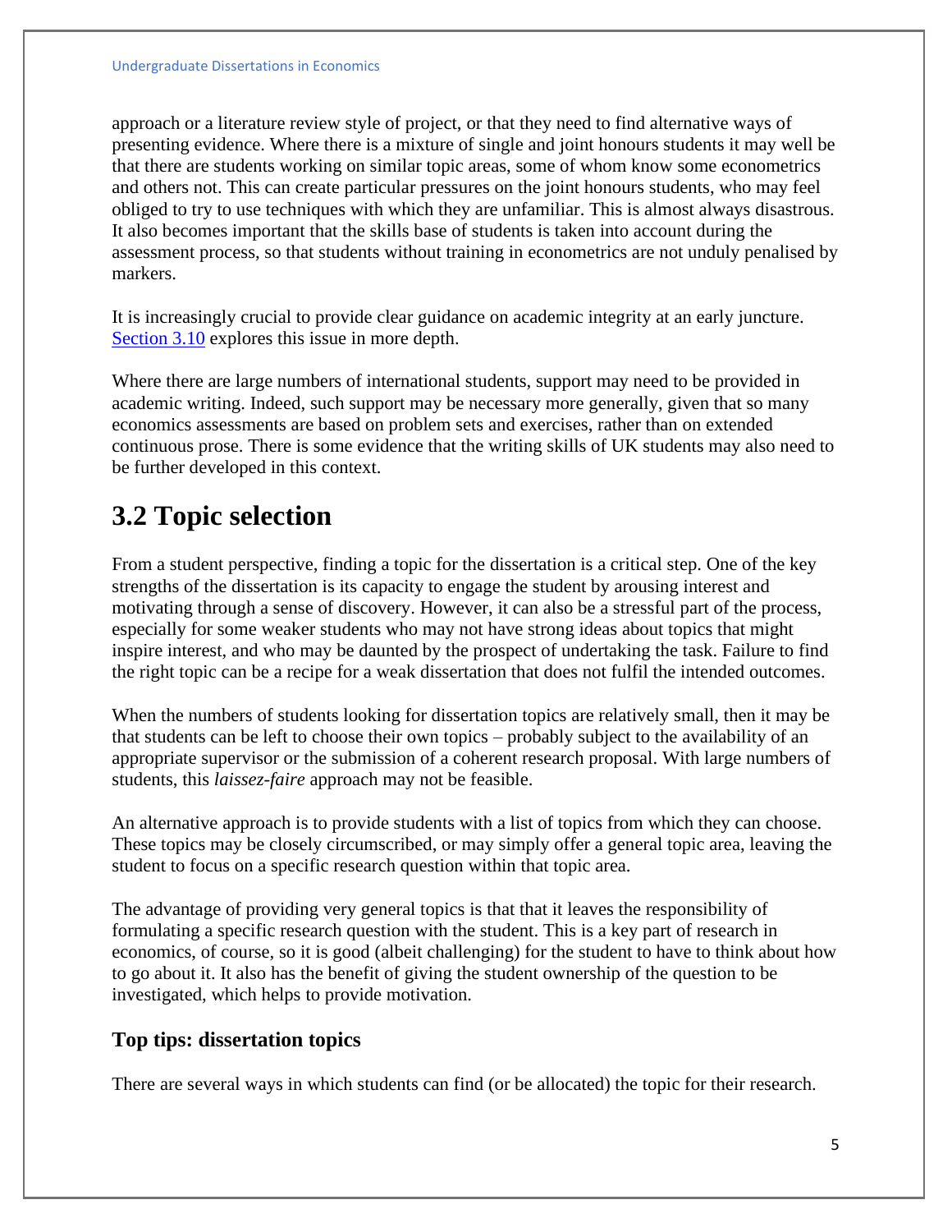approach or a literature review style of project, or that they need to find alternative ways of presenting evidence. Where there is a mixture of single and joint honours students it may well be that there are students working on similar topic areas, some of whom know some econometrics and others not. This can create particular pressures on the joint honours students, who may feel obliged to try to use techniques with which they are unfamiliar. This is almost always disastrous. It also becomes important that the skills base of students is taken into account during the assessment process, so that students without training in econometrics are not unduly penalised by markers.

It is increasingly crucial to provide clear guidance on academic integrity at an early juncture. [Section 3.10] explores this issue in more depth.

Where there are large numbers of international students, support may need to be provided in academic writing. Indeed, such support may be necessary more generally, given that so many economics assessments are based on problem sets and exercises, rather than on extended continuous prose. There is some evidence that the writing skills of UK students may also need to be further developed in this context.

## 3.2 Topic selection

From a student perspective, finding a topic for the dissertation is a critical step. One of the key strengths of the dissertation is its capacity to engage the student by arousing interest and motivating through a sense of discovery. However, it can also be a stressful part of the process, especially for some weaker students who may not have strong ideas about topics that might inspire interest, and who may be daunted by the prospect of undertaking the task. Failure to find the right topic can be a recipe for a weak dissertation that does not fulfil the intended outcomes.

When the numbers of students looking for dissertation topics are relatively small, then it may be that students can be left to choose their own topics – probably subject to the availability of an appropriate supervisor or the submission of a coherent research proposal. With large numbers of students, this *laissez-faire* approach may not be feasible.

An alternative approach is to provide students with a list of topics from which they can choose. These topics may be closely circumscribed, or may simply offer a general topic area, leaving the student to focus on a specific research question within that topic area.

The advantage of providing very general topics is that that it leaves the responsibility of formulating a specific research question with the student. This is a key part of research in economics, of course, so it is good (albeit challenging) for the student to have to think about how to go about it. It also has the benefit of giving the student ownership of the question to be investigated, which helps to provide motivation.

### Top tips: dissertation topics

There are several ways in which students can find (or be allocated) the topic for their research.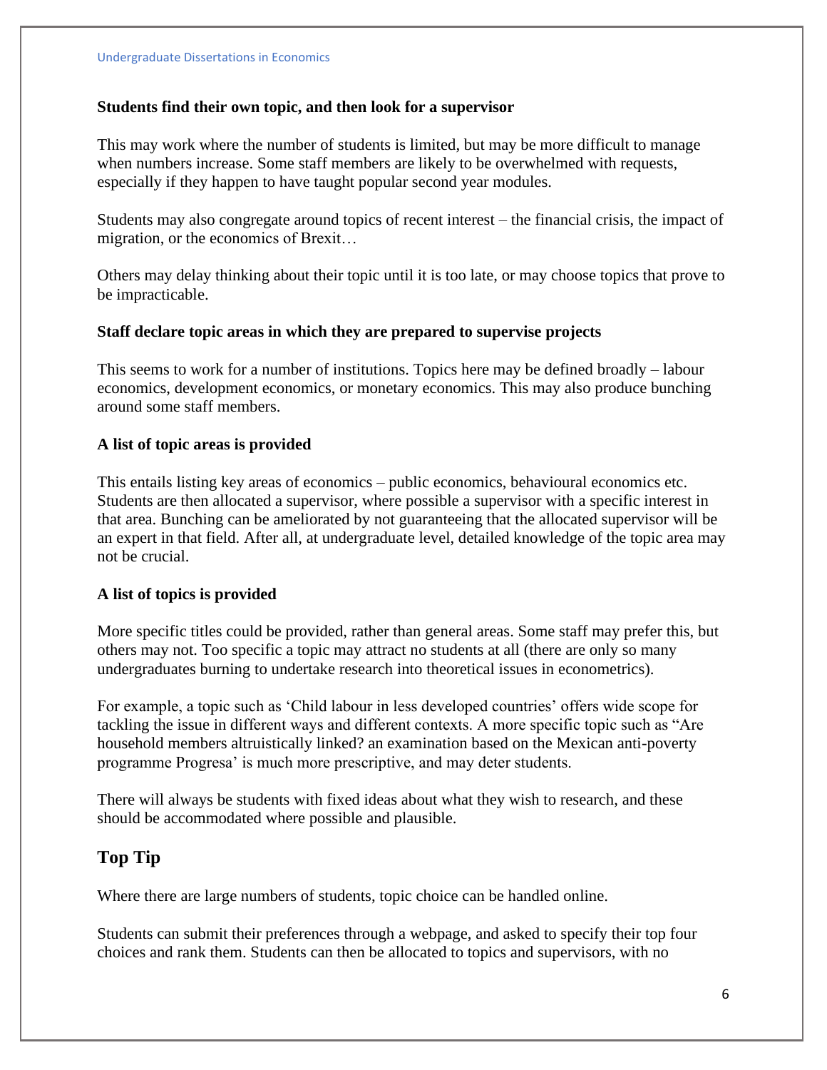**Students find their own topic, and then look for a supervisor**

This may work where the number of students is limited, but may be more difficult to manage when numbers increase. Some staff members are likely to be overwhelmed with requests, especially if they happen to have taught popular second year modules.

Students may also congregate around topics of recent interest – the financial crisis, the impact of migration, or the economics of Brexit…

Others may delay thinking about their topic until it is too late, or may choose topics that prove to be impracticable.

**Staff declare topic areas in which they are prepared to supervise projects**

This seems to work for a number of institutions. Topics here may be defined broadly – labour economics, development economics, or monetary economics. This may also produce bunching around some staff members.

**A list of topic areas is provided**

This entails listing key areas of economics – public economics, behavioural economics etc. Students are then allocated a supervisor, where possible a supervisor with a specific interest in that area. Bunching can be ameliorated by not guaranteeing that the allocated supervisor will be an expert in that field. After all, at undergraduate level, detailed knowledge of the topic area may not be crucial.

**A list of topics is provided**

More specific titles could be provided, rather than general areas. Some staff may prefer this, but others may not. Too specific a topic may attract no students at all (there are only so many undergraduates burning to undertake research into theoretical issues in econometrics).

For example, a topic such as 'Child labour in less developed countries' offers wide scope for tackling the issue in different ways and different contexts. A more specific topic such as "Are household members altruistically linked? an examination based on the Mexican anti-poverty programme Progresa' is much more prescriptive, and may deter students.

There will always be students with fixed ideas about what they wish to research, and these should be accommodated where possible and plausible.

## Top Tip

Where there are large numbers of students, topic choice can be handled online.

Students can submit their preferences through a webpage, and asked to specify their top four choices and rank them. Students can then be allocated to topics and supervisors, with no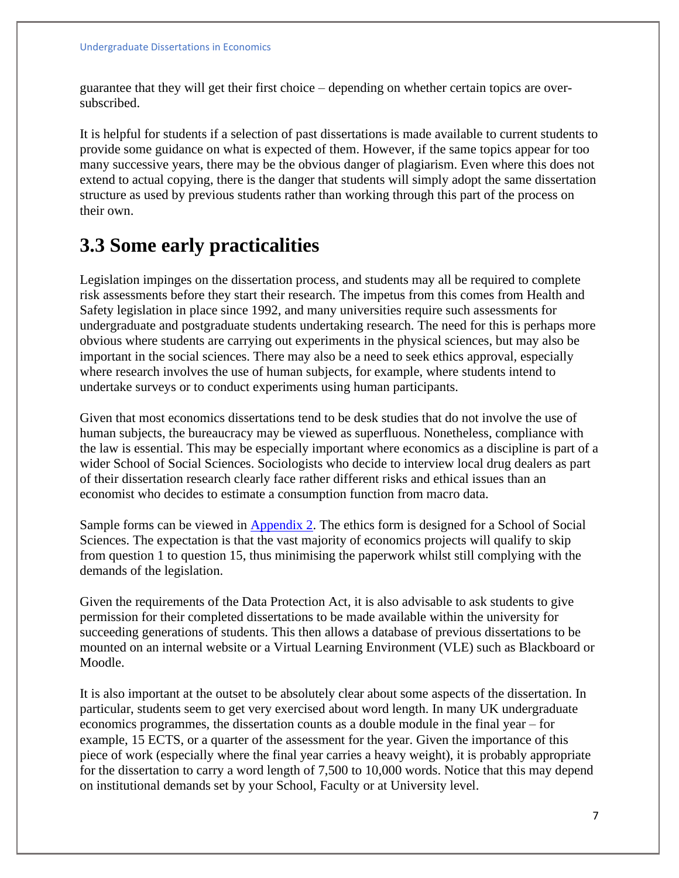guarantee that they will get their first choice – depending on whether certain topics are over-subscribed.

It is helpful for students if a selection of past dissertations is made available to current students to provide some guidance on what is expected of them. However, if the same topics appear for too many successive years, there may be the obvious danger of plagiarism. Even where this does not extend to actual copying, there is the danger that students will simply adopt the same dissertation structure as used by previous students rather than working through this part of the process on their own.

## 3.3 Some early practicalities

Legislation impinges on the dissertation process, and students may all be required to complete risk assessments before they start their research. The impetus from this comes from Health and Safety legislation in place since 1992, and many universities require such assessments for undergraduate and postgraduate students undertaking research. The need for this is perhaps more obvious where students are carrying out experiments in the physical sciences, but may also be important in the social sciences. There may also be a need to seek ethics approval, especially where research involves the use of human subjects, for example, where students intend to undertake surveys or to conduct experiments using human participants.

Given that most economics dissertations tend to be desk studies that do not involve the use of human subjects, the bureaucracy may be viewed as superfluous. Nonetheless, compliance with the law is essential. This may be especially important where economics as a discipline is part of a wider School of Social Sciences. Sociologists who decide to interview local drug dealers as part of their dissertation research clearly face rather different risks and ethical issues than an economist who decides to estimate a consumption function from macro data.

Sample forms can be viewed in Appendix 2. The ethics form is designed for a School of Social Sciences. The expectation is that the vast majority of economics projects will qualify to skip from question 1 to question 15, thus minimising the paperwork whilst still complying with the demands of the legislation.

Given the requirements of the Data Protection Act, it is also advisable to ask students to give permission for their completed dissertations to be made available within the university for succeeding generations of students. This then allows a database of previous dissertations to be mounted on an internal website or a Virtual Learning Environment (VLE) such as Blackboard or Moodle.

It is also important at the outset to be absolutely clear about some aspects of the dissertation. In particular, students seem to get very exercised about word length. In many UK undergraduate economics programmes, the dissertation counts as a double module in the final year – for example, 15 ECTS, or a quarter of the assessment for the year. Given the importance of this piece of work (especially where the final year carries a heavy weight), it is probably appropriate for the dissertation to carry a word length of 7,500 to 10,000 words. Notice that this may depend on institutional demands set by your School, Faculty or at University level.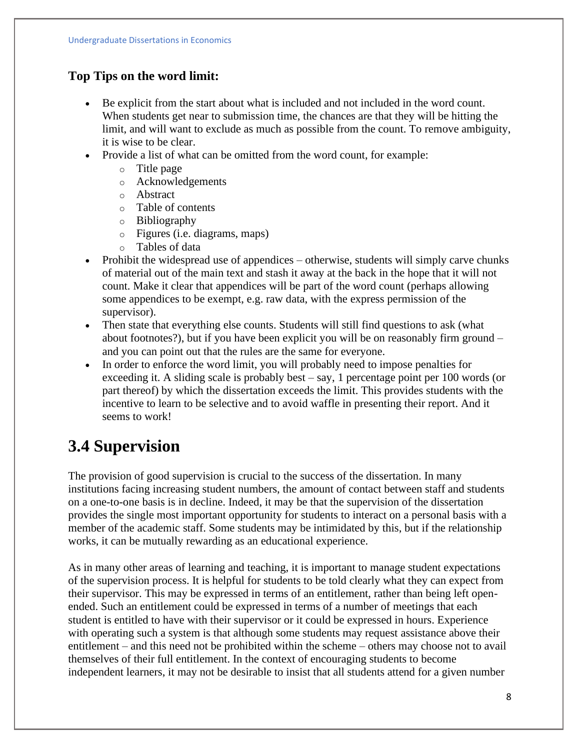**Top Tips on the word limit:**

- Be explicit from the start about what is included and not included in the word count. When students get near to submission time, the chances are that they will be hitting the limit, and will want to exclude as much as possible from the count. To remove ambiguity, it is wise to be clear.
- Provide a list of what can be omitted from the word count, for example:
    - Title page
    - Acknowledgements
    - Abstract
    - Table of contents
    - Bibliography
    - Figures (i.e. diagrams, maps)
    - Tables of data
- Prohibit the widespread use of appendices – otherwise, students will simply carve chunks of material out of the main text and stash it away at the back in the hope that it will not count. Make it clear that appendices will be part of the word count (perhaps allowing some appendices to be exempt, e.g. raw data, with the express permission of the supervisor).
- Then state that everything else counts. Students will still find questions to ask (what about footnotes?), but if you have been explicit you will be on reasonably firm ground – and you can point out that the rules are the same for everyone.
- In order to enforce the word limit, you will probably need to impose penalties for exceeding it. A sliding scale is probably best – say, 1 percentage point per 100 words (or part thereof) by which the dissertation exceeds the limit. This provides students with the incentive to learn to be selective and to avoid waffle in presenting their report. And it seems to work!

## 3.4 Supervision

The provision of good supervision is crucial to the success of the dissertation. In many institutions facing increasing student numbers, the amount of contact between staff and students on a one-to-one basis is in decline. Indeed, it may be that the supervision of the dissertation provides the single most important opportunity for students to interact on a personal basis with a member of the academic staff. Some students may be intimidated by this, but if the relationship works, it can be mutually rewarding as an educational experience.

As in many other areas of learning and teaching, it is important to manage student expectations of the supervision process. It is helpful for students to be told clearly what they can expect from their supervisor. This may be expressed in terms of an entitlement, rather than being left open-ended. Such an entitlement could be expressed in terms of a number of meetings that each student is entitled to have with their supervisor or it could be expressed in hours. Experience with operating such a system is that although some students may request assistance above their entitlement – and this need not be prohibited within the scheme – others may choose not to avail themselves of their full entitlement. In the context of encouraging students to become independent learners, it may not be desirable to insist that all students attend for a given number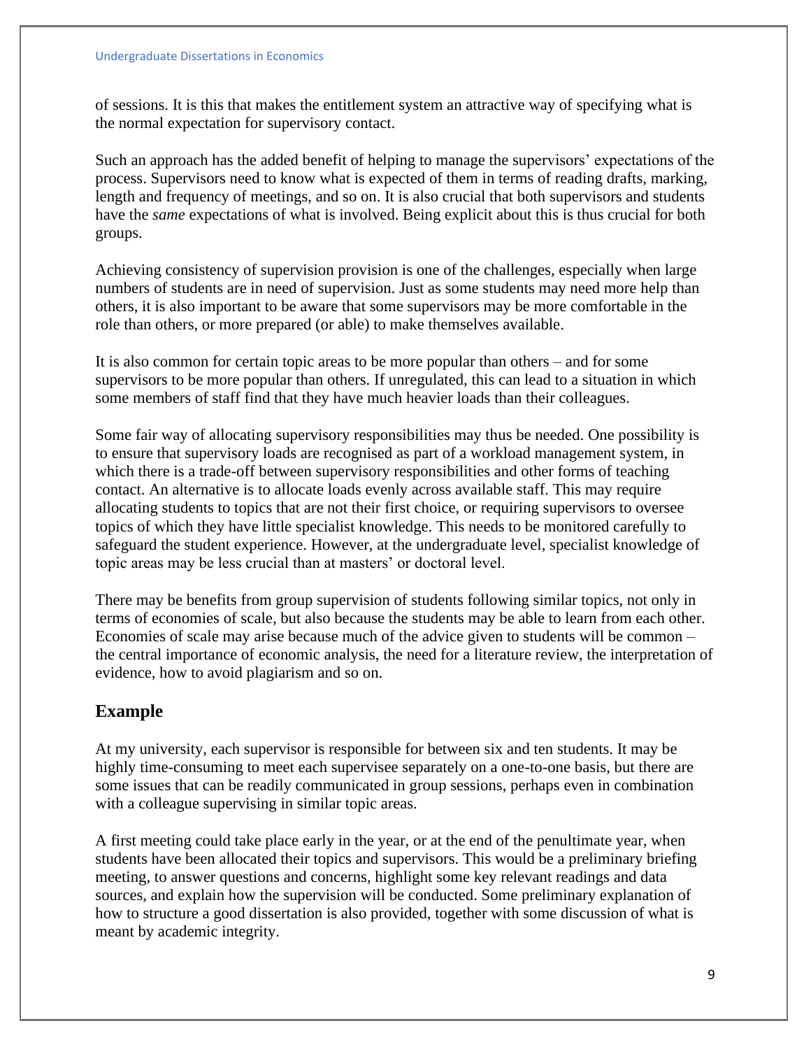of sessions. It is this that makes the entitlement system an attractive way of specifying what is the normal expectation for supervisory contact.

Such an approach has the added benefit of helping to manage the supervisors' expectations of the process. Supervisors need to know what is expected of them in terms of reading drafts, marking, length and frequency of meetings, and so on. It is also crucial that both supervisors and students have the *same* expectations of what is involved. Being explicit about this is thus crucial for both groups.

Achieving consistency of supervision provision is one of the challenges, especially when large numbers of students are in need of supervision. Just as some students may need more help than others, it is also important to be aware that some supervisors may be more comfortable in the role than others, or more prepared (or able) to make themselves available.

It is also common for certain topic areas to be more popular than others – and for some supervisors to be more popular than others. If unregulated, this can lead to a situation in which some members of staff find that they have much heavier loads than their colleagues.

Some fair way of allocating supervisory responsibilities may thus be needed. One possibility is to ensure that supervisory loads are recognised as part of a workload management system, in which there is a trade-off between supervisory responsibilities and other forms of teaching contact. An alternative is to allocate loads evenly across available staff. This may require allocating students to topics that are not their first choice, or requiring supervisors to oversee topics of which they have little specialist knowledge. This needs to be monitored carefully to safeguard the student experience. However, at the undergraduate level, specialist knowledge of topic areas may be less crucial than at masters' or doctoral level.

There may be benefits from group supervision of students following similar topics, not only in terms of economies of scale, but also because the students may be able to learn from each other. Economies of scale may arise because much of the advice given to students will be common – the central importance of economic analysis, the need for a literature review, the interpretation of evidence, how to avoid plagiarism and so on.

## Example

At my university, each supervisor is responsible for between six and ten students. It may be highly time-consuming to meet each supervisee separately on a one-to-one basis, but there are some issues that can be readily communicated in group sessions, perhaps even in combination with a colleague supervising in similar topic areas.

A first meeting could take place early in the year, or at the end of the penultimate year, when students have been allocated their topics and supervisors. This would be a preliminary briefing meeting, to answer questions and concerns, highlight some key relevant readings and data sources, and explain how the supervision will be conducted. Some preliminary explanation of how to structure a good dissertation is also provided, together with some discussion of what is meant by academic integrity.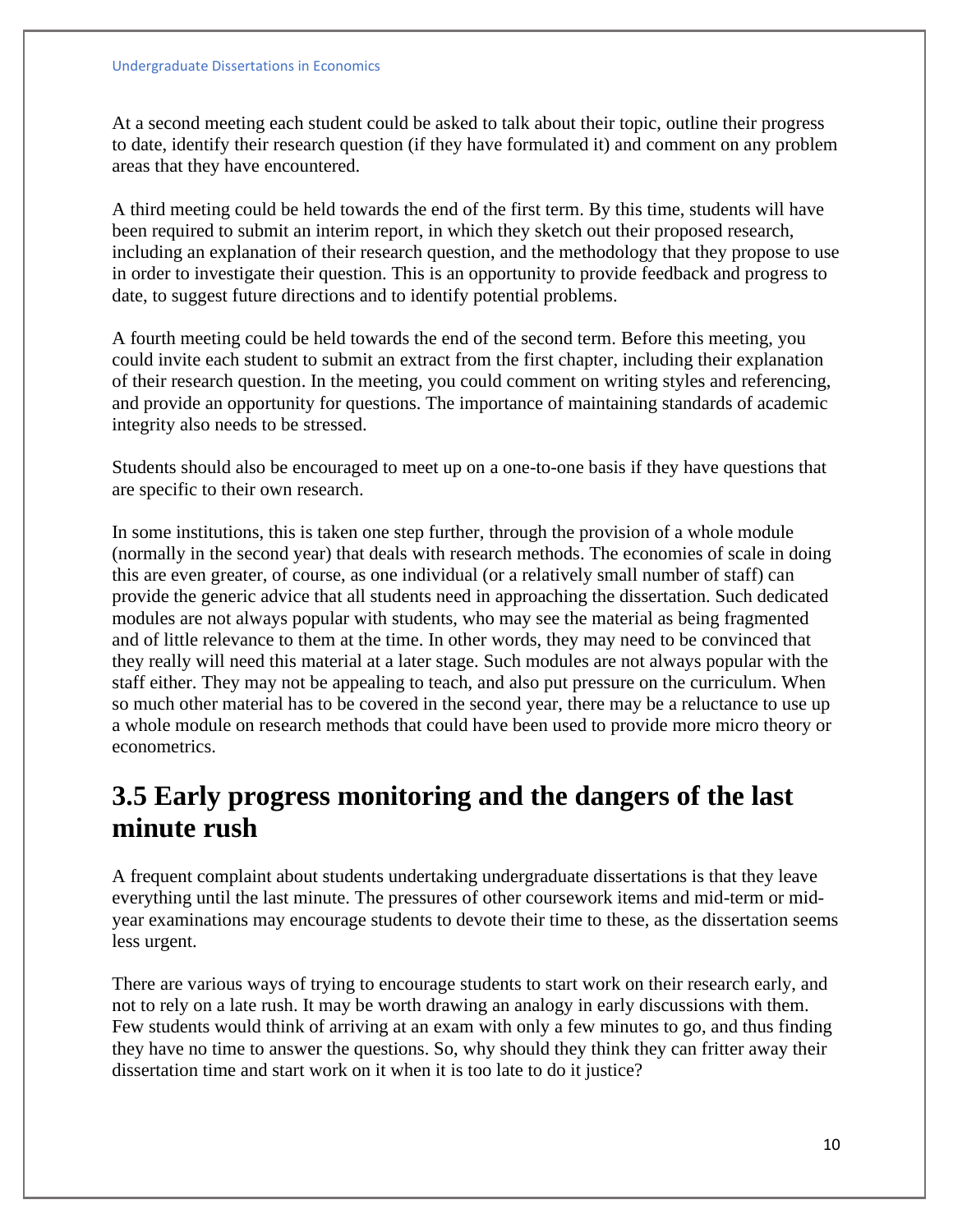At a second meeting each student could be asked to talk about their topic, outline their progress to date, identify their research question (if they have formulated it) and comment on any problem areas that they have encountered.

A third meeting could be held towards the end of the first term. By this time, students will have been required to submit an interim report, in which they sketch out their proposed research, including an explanation of their research question, and the methodology that they propose to use in order to investigate their question. This is an opportunity to provide feedback and progress to date, to suggest future directions and to identify potential problems.

A fourth meeting could be held towards the end of the second term. Before this meeting, you could invite each student to submit an extract from the first chapter, including their explanation of their research question. In the meeting, you could comment on writing styles and referencing, and provide an opportunity for questions. The importance of maintaining standards of academic integrity also needs to be stressed.

Students should also be encouraged to meet up on a one-to-one basis if they have questions that are specific to their own research.

In some institutions, this is taken one step further, through the provision of a whole module (normally in the second year) that deals with research methods. The economies of scale in doing this are even greater, of course, as one individual (or a relatively small number of staff) can provide the generic advice that all students need in approaching the dissertation. Such dedicated modules are not always popular with students, who may see the material as being fragmented and of little relevance to them at the time. In other words, they may need to be convinced that they really will need this material at a later stage. Such modules are not always popular with the staff either. They may not be appealing to teach, and also put pressure on the curriculum. When so much other material has to be covered in the second year, there may be a reluctance to use up a whole module on research methods that could have been used to provide more micro theory or econometrics.

## 3.5 Early progress monitoring and the dangers of the last minute rush

A frequent complaint about students undertaking undergraduate dissertations is that they leave everything until the last minute. The pressures of other coursework items and mid-term or mid-year examinations may encourage students to devote their time to these, as the dissertation seems less urgent.

There are various ways of trying to encourage students to start work on their research early, and not to rely on a late rush. It may be worth drawing an analogy in early discussions with them. Few students would think of arriving at an exam with only a few minutes to go, and thus finding they have no time to answer the questions. So, why should they think they can fritter away their dissertation time and start work on it when it is too late to do it justice?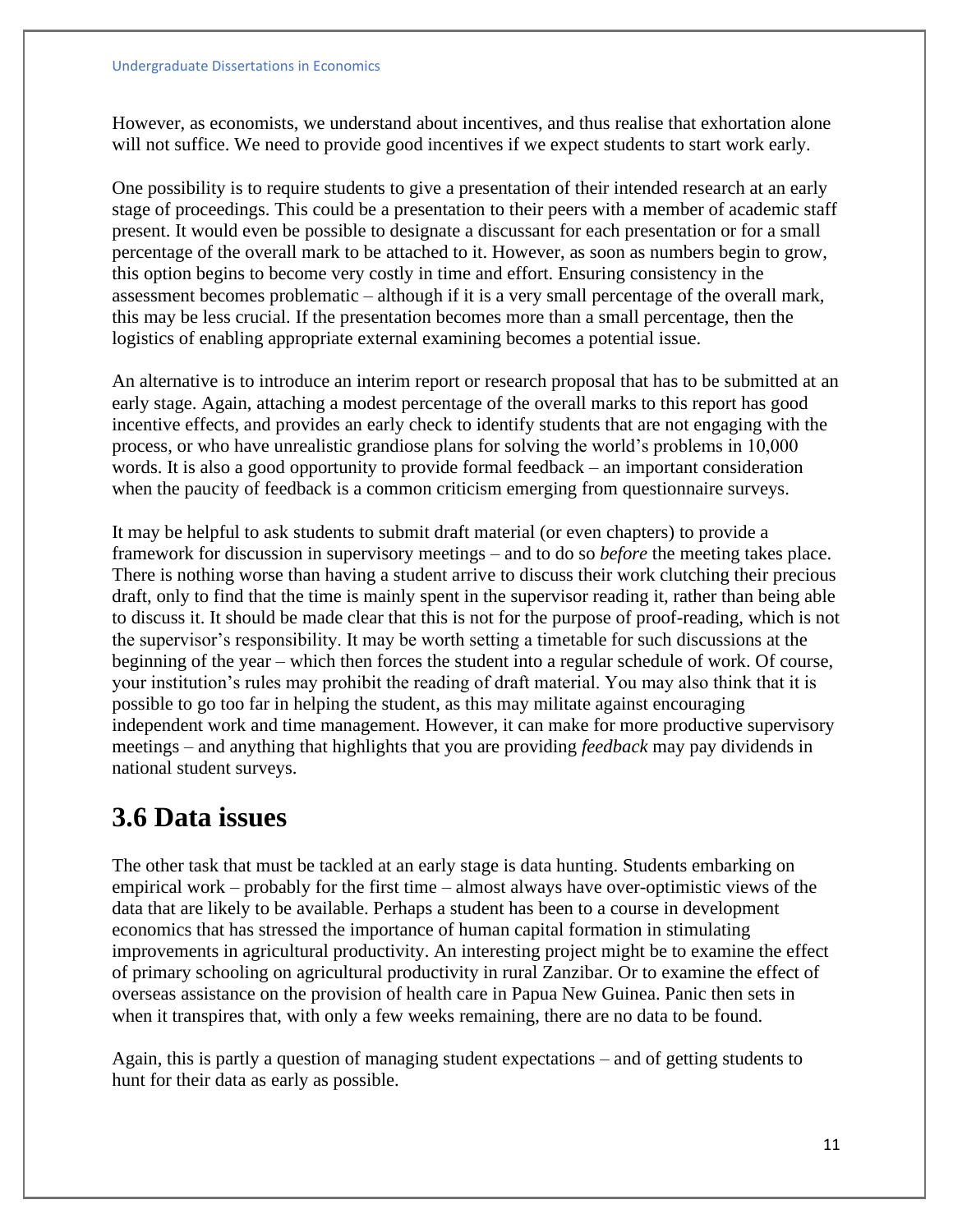However, as economists, we understand about incentives, and thus realise that exhortation alone will not suffice. We need to provide good incentives if we expect students to start work early.

One possibility is to require students to give a presentation of their intended research at an early stage of proceedings. This could be a presentation to their peers with a member of academic staff present. It would even be possible to designate a discussant for each presentation or for a small percentage of the overall mark to be attached to it. However, as soon as numbers begin to grow, this option begins to become very costly in time and effort. Ensuring consistency in the assessment becomes problematic – although if it is a very small percentage of the overall mark, this may be less crucial. If the presentation becomes more than a small percentage, then the logistics of enabling appropriate external examining becomes a potential issue.

An alternative is to introduce an interim report or research proposal that has to be submitted at an early stage. Again, attaching a modest percentage of the overall marks to this report has good incentive effects, and provides an early check to identify students that are not engaging with the process, or who have unrealistic grandiose plans for solving the world's problems in 10,000 words. It is also a good opportunity to provide formal feedback – an important consideration when the paucity of feedback is a common criticism emerging from questionnaire surveys.

It may be helpful to ask students to submit draft material (or even chapters) to provide a framework for discussion in supervisory meetings – and to do so *before* the meeting takes place. There is nothing worse than having a student arrive to discuss their work clutching their precious draft, only to find that the time is mainly spent in the supervisor reading it, rather than being able to discuss it. It should be made clear that this is not for the purpose of proof-reading, which is not the supervisor's responsibility. It may be worth setting a timetable for such discussions at the beginning of the year – which then forces the student into a regular schedule of work. Of course, your institution's rules may prohibit the reading of draft material. You may also think that it is possible to go too far in helping the student, as this may militate against encouraging independent work and time management. However, it can make for more productive supervisory meetings – and anything that highlights that you are providing *feedback* may pay dividends in national student surveys.

## 3.6 Data issues

The other task that must be tackled at an early stage is data hunting. Students embarking on empirical work – probably for the first time – almost always have over-optimistic views of the data that are likely to be available. Perhaps a student has been to a course in development economics that has stressed the importance of human capital formation in stimulating improvements in agricultural productivity. An interesting project might be to examine the effect of primary schooling on agricultural productivity in rural Zanzibar. Or to examine the effect of overseas assistance on the provision of health care in Papua New Guinea. Panic then sets in when it transpires that, with only a few weeks remaining, there are no data to be found.

Again, this is partly a question of managing student expectations – and of getting students to hunt for their data as early as possible.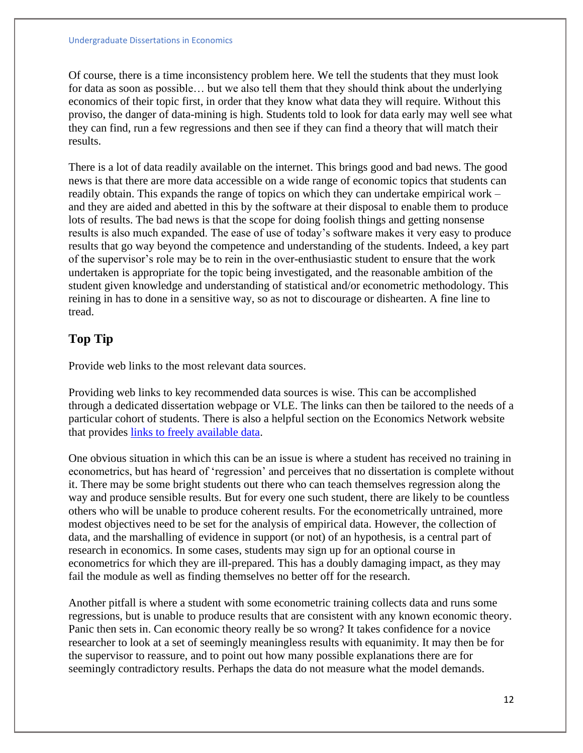Of course, there is a time inconsistency problem here. We tell the students that they must look for data as soon as possible… but we also tell them that they should think about the underlying economics of their topic first, in order that they know what data they will require. Without this proviso, the danger of data-mining is high. Students told to look for data early may well see what they can find, run a few regressions and then see if they can find a theory that will match their results.

There is a lot of data readily available on the internet. This brings good and bad news. The good news is that there are more data accessible on a wide range of economic topics that students can readily obtain. This expands the range of topics on which they can undertake empirical work – and they are aided and abetted in this by the software at their disposal to enable them to produce lots of results. The bad news is that the scope for doing foolish things and getting nonsense results is also much expanded. The ease of use of today's software makes it very easy to produce results that go way beyond the competence and understanding of the students. Indeed, a key part of the supervisor's role may be to rein in the over-enthusiastic student to ensure that the work undertaken is appropriate for the topic being investigated, and the reasonable ambition of the student given knowledge and understanding of statistical and/or econometric methodology. This reining in has to done in a sensitive way, so as not to discourage or dishearten. A fine line to tread.

## Top Tip

Provide web links to the most relevant data sources.

Providing web links to key recommended data sources is wise. This can be accomplished through a dedicated dissertation webpage or VLE. The links can then be tailored to the needs of a particular cohort of students. There is also a helpful section on the Economics Network website that provides links to freely available data.

One obvious situation in which this can be an issue is where a student has received no training in econometrics, but has heard of 'regression' and perceives that no dissertation is complete without it. There may be some bright students out there who can teach themselves regression along the way and produce sensible results. But for every one such student, there are likely to be countless others who will be unable to produce coherent results. For the econometrically untrained, more modest objectives need to be set for the analysis of empirical data. However, the collection of data, and the marshalling of evidence in support (or not) of an hypothesis, is a central part of research in economics. In some cases, students may sign up for an optional course in econometrics for which they are ill-prepared. This has a doubly damaging impact, as they may fail the module as well as finding themselves no better off for the research.

Another pitfall is where a student with some econometric training collects data and runs some regressions, but is unable to produce results that are consistent with any known economic theory. Panic then sets in. Can economic theory really be so wrong? It takes confidence for a novice researcher to look at a set of seemingly meaningless results with equanimity. It may then be for the supervisor to reassure, and to point out how many possible explanations there are for seemingly contradictory results. Perhaps the data do not measure what the model demands.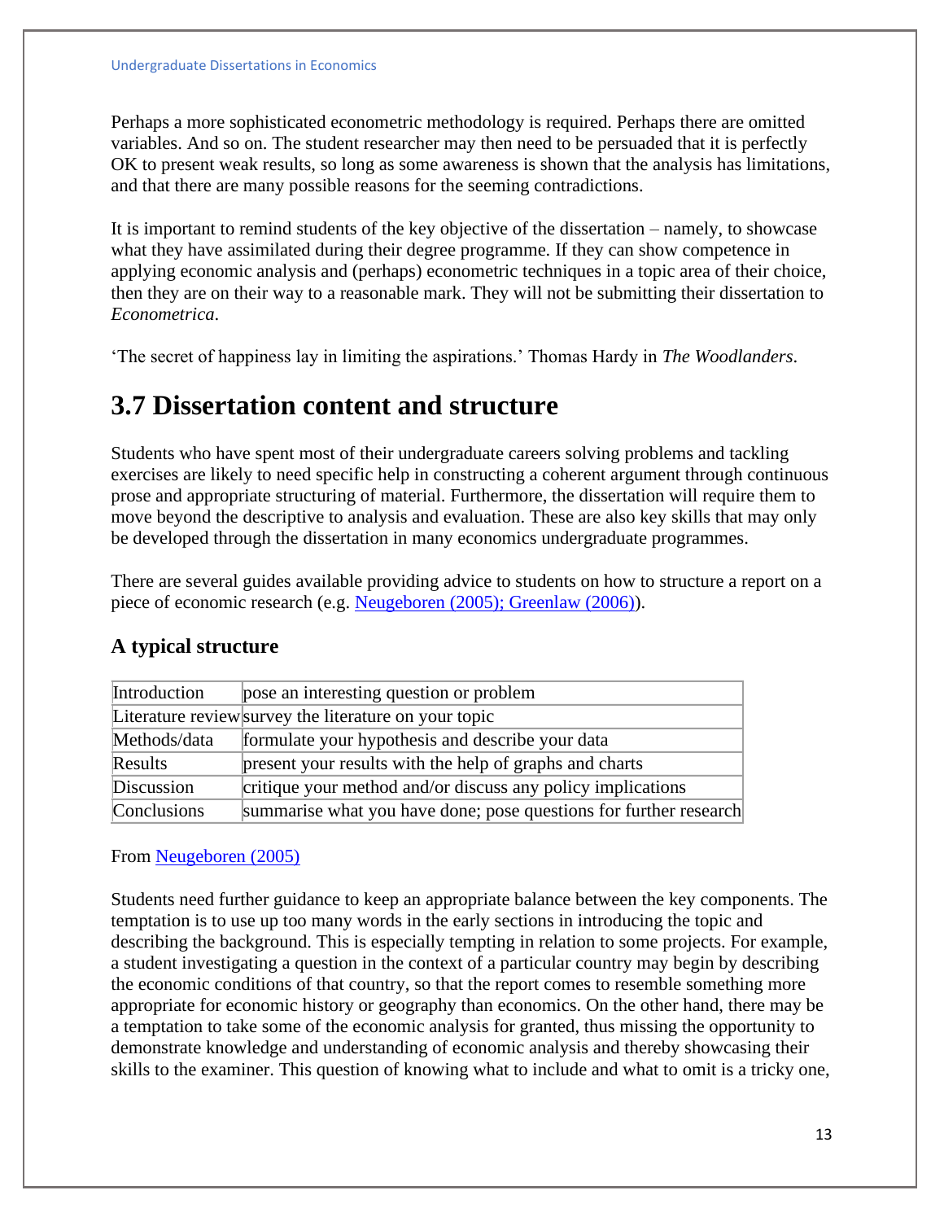Perhaps a more sophisticated econometric methodology is required. Perhaps there are omitted variables. And so on. The student researcher may then need to be persuaded that it is perfectly OK to present weak results, so long as some awareness is shown that the analysis has limitations, and that there are many possible reasons for the seeming contradictions.

It is important to remind students of the key objective of the dissertation – namely, to showcase what they have assimilated during their degree programme. If they can show competence in applying economic analysis and (perhaps) econometric techniques in a topic area of their choice, then they are on their way to a reasonable mark. They will not be submitting their dissertation to *Econometrica*.

'The secret of happiness lay in limiting the aspirations.' Thomas Hardy in *The Woodlanders*.

## 3.7 Dissertation content and structure

Students who have spent most of their undergraduate careers solving problems and tackling exercises are likely to need specific help in constructing a coherent argument through continuous prose and appropriate structuring of material. Furthermore, the dissertation will require them to move beyond the descriptive to analysis and evaluation. These are also key skills that may only be developed through the dissertation in many economics undergraduate programmes.

There are several guides available providing advice to students on how to structure a report on a piece of economic research (e.g. Neugeboren (2005); Greenlaw (2006)).

### A typical structure

| | |
|---|---|
| Introduction | pose an interesting question or problem |
| Literature review | survey the literature on your topic |
| Methods/data | formulate your hypothesis and describe your data |
| Results | present your results with the help of graphs and charts |
| Discussion | critique your method and/or discuss any policy implications |
| Conclusions | summarise what you have done; pose questions for further research |

From Neugeboren (2005)

Students need further guidance to keep an appropriate balance between the key components. The temptation is to use up too many words in the early sections in introducing the topic and describing the background. This is especially tempting in relation to some projects. For example, a student investigating a question in the context of a particular country may begin by describing the economic conditions of that country, so that the report comes to resemble something more appropriate for economic history or geography than economics. On the other hand, there may be a temptation to take some of the economic analysis for granted, thus missing the opportunity to demonstrate knowledge and understanding of economic analysis and thereby showcasing their skills to the examiner. This question of knowing what to include and what to omit is a tricky one,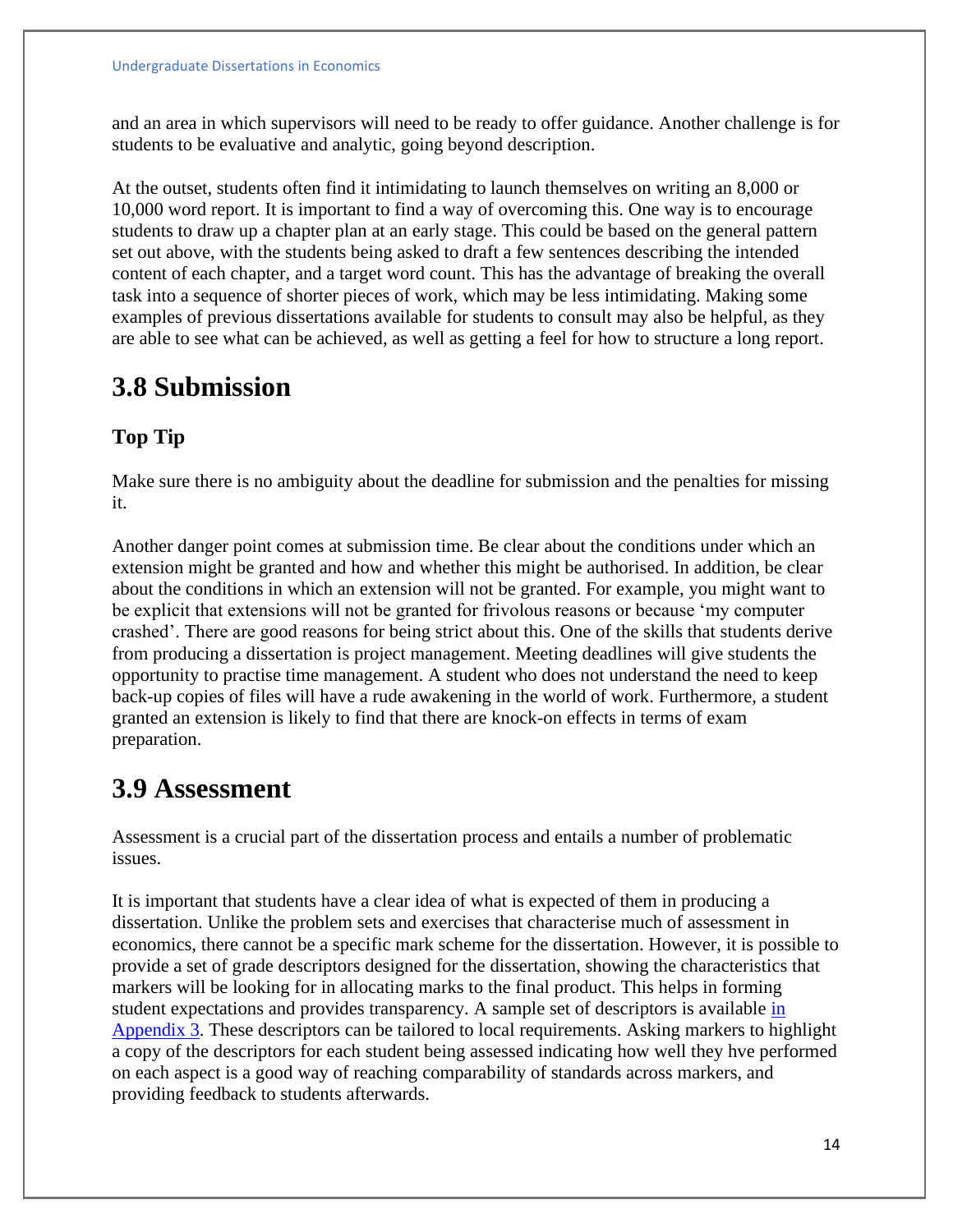and an area in which supervisors will need to be ready to offer guidance. Another challenge is for students to be evaluative and analytic, going beyond description.

At the outset, students often find it intimidating to launch themselves on writing an 8,000 or 10,000 word report. It is important to find a way of overcoming this. One way is to encourage students to draw up a chapter plan at an early stage. This could be based on the general pattern set out above, with the students being asked to draft a few sentences describing the intended content of each chapter, and a target word count. This has the advantage of breaking the overall task into a sequence of shorter pieces of work, which may be less intimidating. Making some examples of previous dissertations available for students to consult may also be helpful, as they are able to see what can be achieved, as well as getting a feel for how to structure a long report.

## 3.8 Submission

### Top Tip

Make sure there is no ambiguity about the deadline for submission and the penalties for missing it.

Another danger point comes at submission time. Be clear about the conditions under which an extension might be granted and how and whether this might be authorised. In addition, be clear about the conditions in which an extension will not be granted. For example, you might want to be explicit that extensions will not be granted for frivolous reasons or because 'my computer crashed'. There are good reasons for being strict about this. One of the skills that students derive from producing a dissertation is project management. Meeting deadlines will give students the opportunity to practise time management. A student who does not understand the need to keep back-up copies of files will have a rude awakening in the world of work. Furthermore, a student granted an extension is likely to find that there are knock-on effects in terms of exam preparation.

## 3.9 Assessment

Assessment is a crucial part of the dissertation process and entails a number of problematic issues.

It is important that students have a clear idea of what is expected of them in producing a dissertation. Unlike the problem sets and exercises that characterise much of assessment in economics, there cannot be a specific mark scheme for the dissertation. However, it is possible to provide a set of grade descriptors designed for the dissertation, showing the characteristics that markers will be looking for in allocating marks to the final product. This helps in forming student expectations and provides transparency. A sample set of descriptors is available in Appendix 3. These descriptors can be tailored to local requirements. Asking markers to highlight a copy of the descriptors for each student being assessed indicating how well they hve performed on each aspect is a good way of reaching comparability of standards across markers, and providing feedback to students afterwards.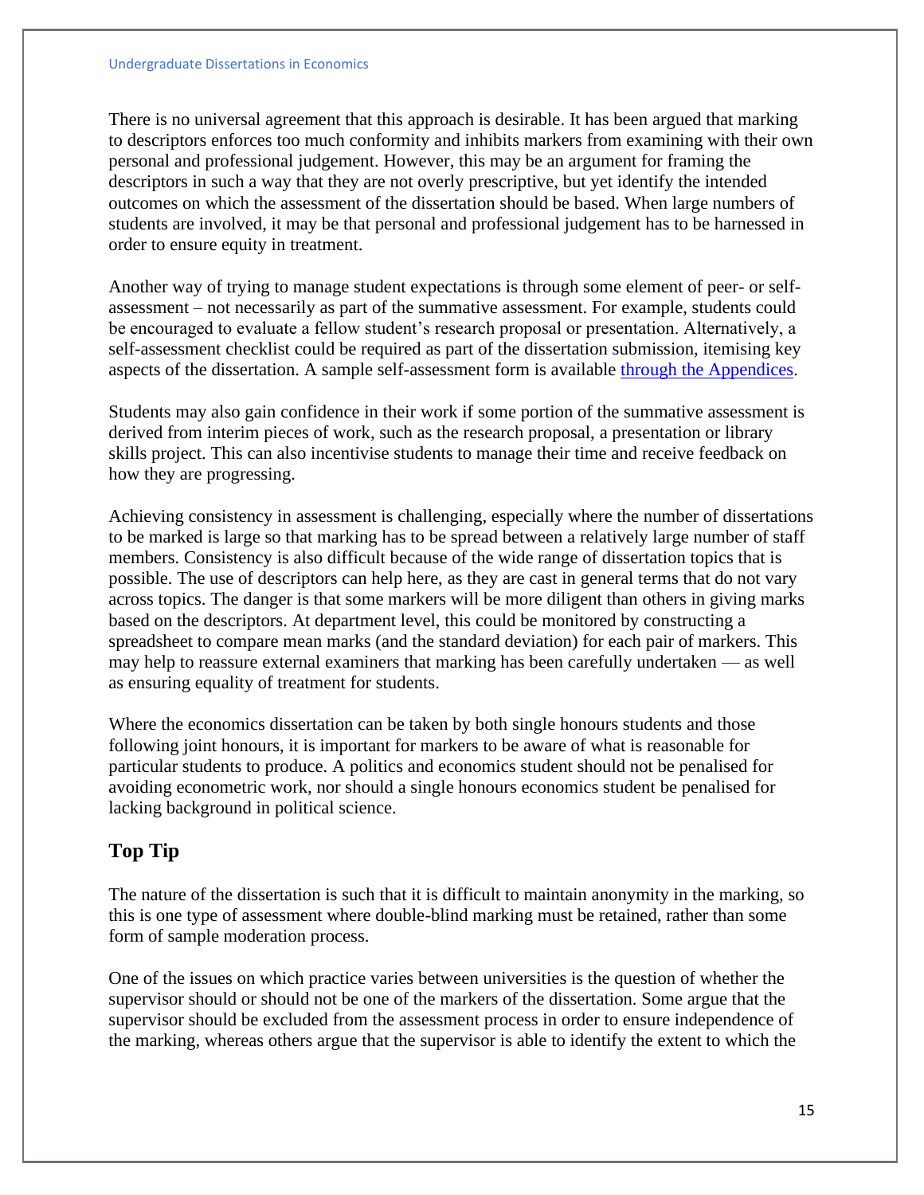There is no universal agreement that this approach is desirable. It has been argued that marking to descriptors enforces too much conformity and inhibits markers from examining with their own personal and professional judgement. However, this may be an argument for framing the descriptors in such a way that they are not overly prescriptive, but yet identify the intended outcomes on which the assessment of the dissertation should be based. When large numbers of students are involved, it may be that personal and professional judgement has to be harnessed in order to ensure equity in treatment.

Another way of trying to manage student expectations is through some element of peer- or self-assessment – not necessarily as part of the summative assessment. For example, students could be encouraged to evaluate a fellow student's research proposal or presentation. Alternatively, a self-assessment checklist could be required as part of the dissertation submission, itemising key aspects of the dissertation. A sample self-assessment form is available [through the Appendices](#).

Students may also gain confidence in their work if some portion of the summative assessment is derived from interim pieces of work, such as the research proposal, a presentation or library skills project. This can also incentivise students to manage their time and receive feedback on how they are progressing.

Achieving consistency in assessment is challenging, especially where the number of dissertations to be marked is large so that marking has to be spread between a relatively large number of staff members. Consistency is also difficult because of the wide range of dissertation topics that is possible. The use of descriptors can help here, as they are cast in general terms that do not vary across topics. The danger is that some markers will be more diligent than others in giving marks based on the descriptors. At department level, this could be monitored by constructing a spreadsheet to compare mean marks (and the standard deviation) for each pair of markers. This may help to reassure external examiners that marking has been carefully undertaken — as well as ensuring equality of treatment for students.

Where the economics dissertation can be taken by both single honours students and those following joint honours, it is important for markers to be aware of what is reasonable for particular students to produce. A politics and economics student should not be penalised for avoiding econometric work, nor should a single honours economics student be penalised for lacking background in political science.

## Top Tip

The nature of the dissertation is such that it is difficult to maintain anonymity in the marking, so this is one type of assessment where double-blind marking must be retained, rather than some form of sample moderation process.

One of the issues on which practice varies between universities is the question of whether the supervisor should or should not be one of the markers of the dissertation. Some argue that the supervisor should be excluded from the assessment process in order to ensure independence of the marking, whereas others argue that the supervisor is able to identify the extent to which the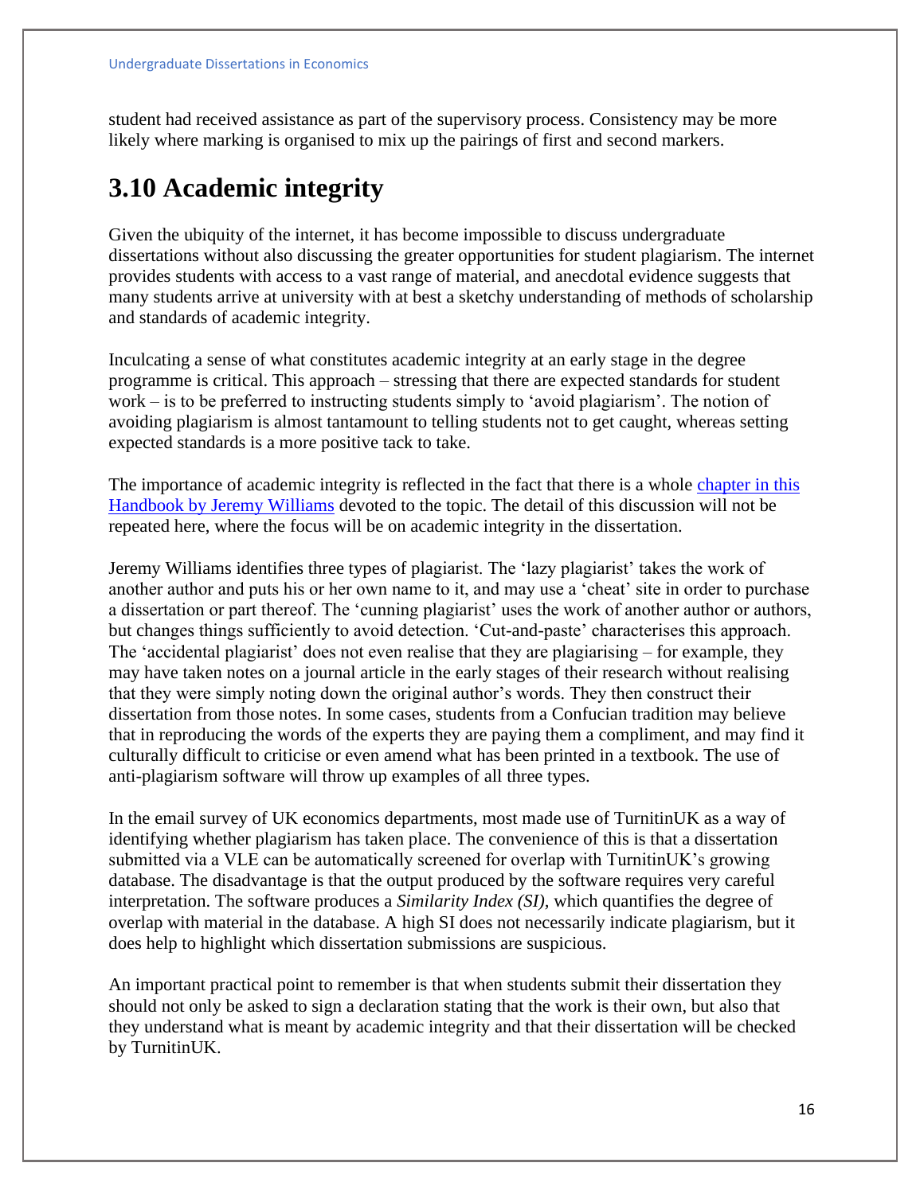student had received assistance as part of the supervisory process. Consistency may be more likely where marking is organised to mix up the pairings of first and second markers.

## 3.10 Academic integrity

Given the ubiquity of the internet, it has become impossible to discuss undergraduate dissertations without also discussing the greater opportunities for student plagiarism. The internet provides students with access to a vast range of material, and anecdotal evidence suggests that many students arrive at university with at best a sketchy understanding of methods of scholarship and standards of academic integrity.

Inculcating a sense of what constitutes academic integrity at an early stage in the degree programme is critical. This approach – stressing that there are expected standards for student work – is to be preferred to instructing students simply to 'avoid plagiarism'. The notion of avoiding plagiarism is almost tantamount to telling students not to get caught, whereas setting expected standards is a more positive tack to take.

The importance of academic integrity is reflected in the fact that there is a whole chapter in this Handbook by Jeremy Williams devoted to the topic. The detail of this discussion will not be repeated here, where the focus will be on academic integrity in the dissertation.

Jeremy Williams identifies three types of plagiarist. The 'lazy plagiarist' takes the work of another author and puts his or her own name to it, and may use a 'cheat' site in order to purchase a dissertation or part thereof. The 'cunning plagiarist' uses the work of another author or authors, but changes things sufficiently to avoid detection. 'Cut-and-paste' characterises this approach. The 'accidental plagiarist' does not even realise that they are plagiarising – for example, they may have taken notes on a journal article in the early stages of their research without realising that they were simply noting down the original author's words. They then construct their dissertation from those notes. In some cases, students from a Confucian tradition may believe that in reproducing the words of the experts they are paying them a compliment, and may find it culturally difficult to criticise or even amend what has been printed in a textbook. The use of anti-plagiarism software will throw up examples of all three types.

In the email survey of UK economics departments, most made use of TurnitinUK as a way of identifying whether plagiarism has taken place. The convenience of this is that a dissertation submitted via a VLE can be automatically screened for overlap with TurnitinUK's growing database. The disadvantage is that the output produced by the software requires very careful interpretation. The software produces a *Similarity Index (SI),* which quantifies the degree of overlap with material in the database. A high SI does not necessarily indicate plagiarism, but it does help to highlight which dissertation submissions are suspicious.

An important practical point to remember is that when students submit their dissertation they should not only be asked to sign a declaration stating that the work is their own, but also that they understand what is meant by academic integrity and that their dissertation will be checked by TurnitinUK.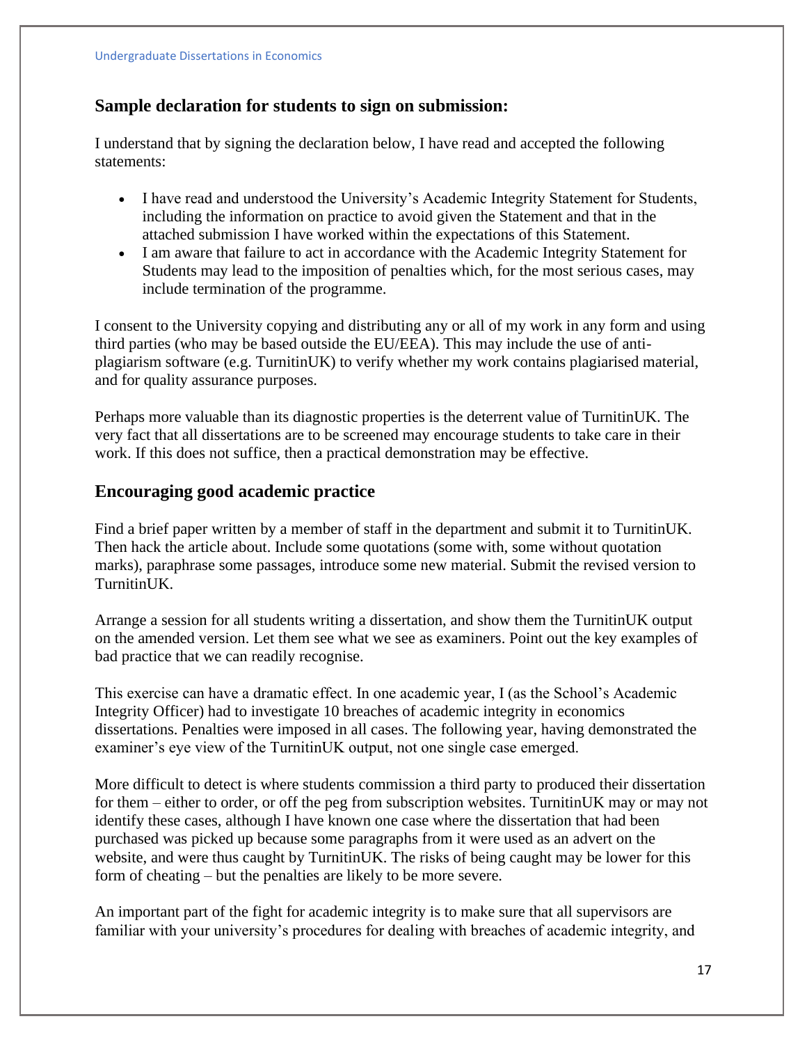## Sample declaration for students to sign on submission:

I understand that by signing the declaration below, I have read and accepted the following statements:

- I have read and understood the University's Academic Integrity Statement for Students, including the information on practice to avoid given the Statement and that in the attached submission I have worked within the expectations of this Statement.
- I am aware that failure to act in accordance with the Academic Integrity Statement for Students may lead to the imposition of penalties which, for the most serious cases, may include termination of the programme.

I consent to the University copying and distributing any or all of my work in any form and using third parties (who may be based outside the EU/EEA). This may include the use of anti-plagiarism software (e.g. TurnitinUK) to verify whether my work contains plagiarised material, and for quality assurance purposes.

Perhaps more valuable than its diagnostic properties is the deterrent value of TurnitinUK. The very fact that all dissertations are to be screened may encourage students to take care in their work. If this does not suffice, then a practical demonstration may be effective.

## Encouraging good academic practice

Find a brief paper written by a member of staff in the department and submit it to TurnitinUK. Then hack the article about. Include some quotations (some with, some without quotation marks), paraphrase some passages, introduce some new material. Submit the revised version to TurnitinUK.

Arrange a session for all students writing a dissertation, and show them the TurnitinUK output on the amended version. Let them see what we see as examiners. Point out the key examples of bad practice that we can readily recognise.

This exercise can have a dramatic effect. In one academic year, I (as the School's Academic Integrity Officer) had to investigate 10 breaches of academic integrity in economics dissertations. Penalties were imposed in all cases. The following year, having demonstrated the examiner's eye view of the TurnitinUK output, not one single case emerged.

More difficult to detect is where students commission a third party to produced their dissertation for them – either to order, or off the peg from subscription websites. TurnitinUK may or may not identify these cases, although I have known one case where the dissertation that had been purchased was picked up because some paragraphs from it were used as an advert on the website, and were thus caught by TurnitinUK. The risks of being caught may be lower for this form of cheating – but the penalties are likely to be more severe.

An important part of the fight for academic integrity is to make sure that all supervisors are familiar with your university's procedures for dealing with breaches of academic integrity, and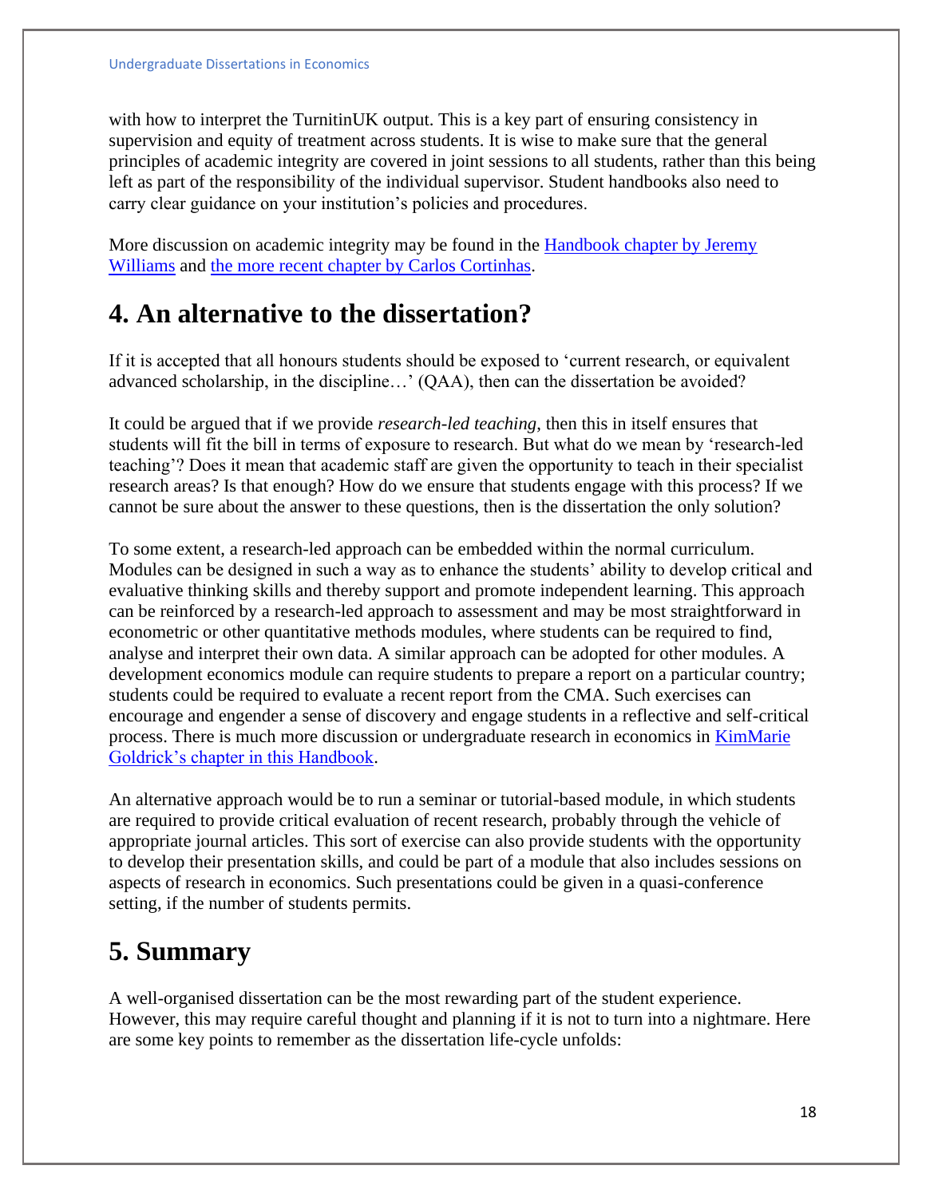with how to interpret the TurnitinUK output. This is a key part of ensuring consistency in supervision and equity of treatment across students. It is wise to make sure that the general principles of academic integrity are covered in joint sessions to all students, rather than this being left as part of the responsibility of the individual supervisor. Student handbooks also need to carry clear guidance on your institution's policies and procedures.

More discussion on academic integrity may be found in the [Handbook chapter by Jeremy Williams] and [the more recent chapter by Carlos Cortinhas].

# 4. An alternative to the dissertation?

If it is accepted that all honours students should be exposed to 'current research, or equivalent advanced scholarship, in the discipline…' (QAA), then can the dissertation be avoided?

It could be argued that if we provide *research-led teaching*, then this in itself ensures that students will fit the bill in terms of exposure to research. But what do we mean by 'research-led teaching'? Does it mean that academic staff are given the opportunity to teach in their specialist research areas? Is that enough? How do we ensure that students engage with this process? If we cannot be sure about the answer to these questions, then is the dissertation the only solution?

To some extent, a research-led approach can be embedded within the normal curriculum. Modules can be designed in such a way as to enhance the students' ability to develop critical and evaluative thinking skills and thereby support and promote independent learning. This approach can be reinforced by a research-led approach to assessment and may be most straightforward in econometric or other quantitative methods modules, where students can be required to find, analyse and interpret their own data. A similar approach can be adopted for other modules. A development economics module can require students to prepare a report on a particular country; students could be required to evaluate a recent report from the CMA. Such exercises can encourage and engender a sense of discovery and engage students in a reflective and self-critical process. There is much more discussion or undergraduate research in economics in [KimMarie Goldrick's chapter in this Handbook].

An alternative approach would be to run a seminar or tutorial-based module, in which students are required to provide critical evaluation of recent research, probably through the vehicle of appropriate journal articles. This sort of exercise can also provide students with the opportunity to develop their presentation skills, and could be part of a module that also includes sessions on aspects of research in economics. Such presentations could be given in a quasi-conference setting, if the number of students permits.

# 5. Summary

A well-organised dissertation can be the most rewarding part of the student experience. However, this may require careful thought and planning if it is not to turn into a nightmare. Here are some key points to remember as the dissertation life-cycle unfolds: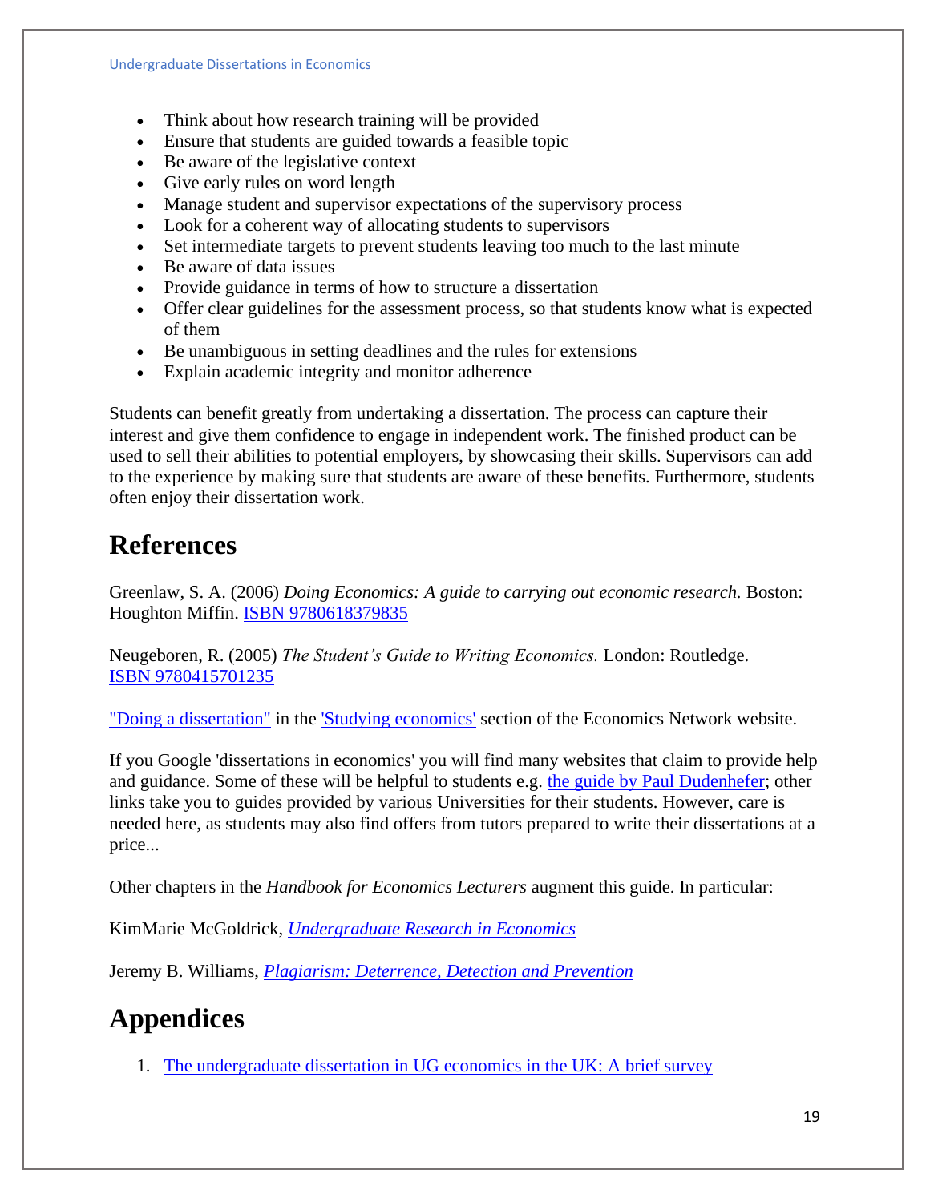- Think about how research training will be provided
- Ensure that students are guided towards a feasible topic
- Be aware of the legislative context
- Give early rules on word length
- Manage student and supervisor expectations of the supervisory process
- Look for a coherent way of allocating students to supervisors
- Set intermediate targets to prevent students leaving too much to the last minute
- Be aware of data issues
- Provide guidance in terms of how to structure a dissertation
- Offer clear guidelines for the assessment process, so that students know what is expected of them
- Be unambiguous in setting deadlines and the rules for extensions
- Explain academic integrity and monitor adherence

Students can benefit greatly from undertaking a dissertation. The process can capture their interest and give them confidence to engage in independent work. The finished product can be used to sell their abilities to potential employers, by showcasing their skills. Supervisors can add to the experience by making sure that students are aware of these benefits. Furthermore, students often enjoy their dissertation work.

# References

Greenlaw, S. A. (2006) *Doing Economics: A guide to carrying out economic research.* Boston: Houghton Miffin. ISBN 9780618379835

Neugeboren, R. (2005) *The Student's Guide to Writing Economics.* London: Routledge. ISBN 9780415701235

"Doing a dissertation" in the 'Studying economics' section of the Economics Network website.

If you Google 'dissertations in economics' you will find many websites that claim to provide help and guidance. Some of these will be helpful to students e.g. the guide by Paul Dudenhefer; other links take you to guides provided by various Universities for their students. However, care is needed here, as students may also find offers from tutors prepared to write their dissertations at a price...

Other chapters in the *Handbook for Economics Lecturers* augment this guide. In particular:

KimMarie McGoldrick, *Undergraduate Research in Economics*

Jeremy B. Williams, *Plagiarism: Deterrence, Detection and Prevention*

# Appendices

1. The undergraduate dissertation in UG economics in the UK: A brief survey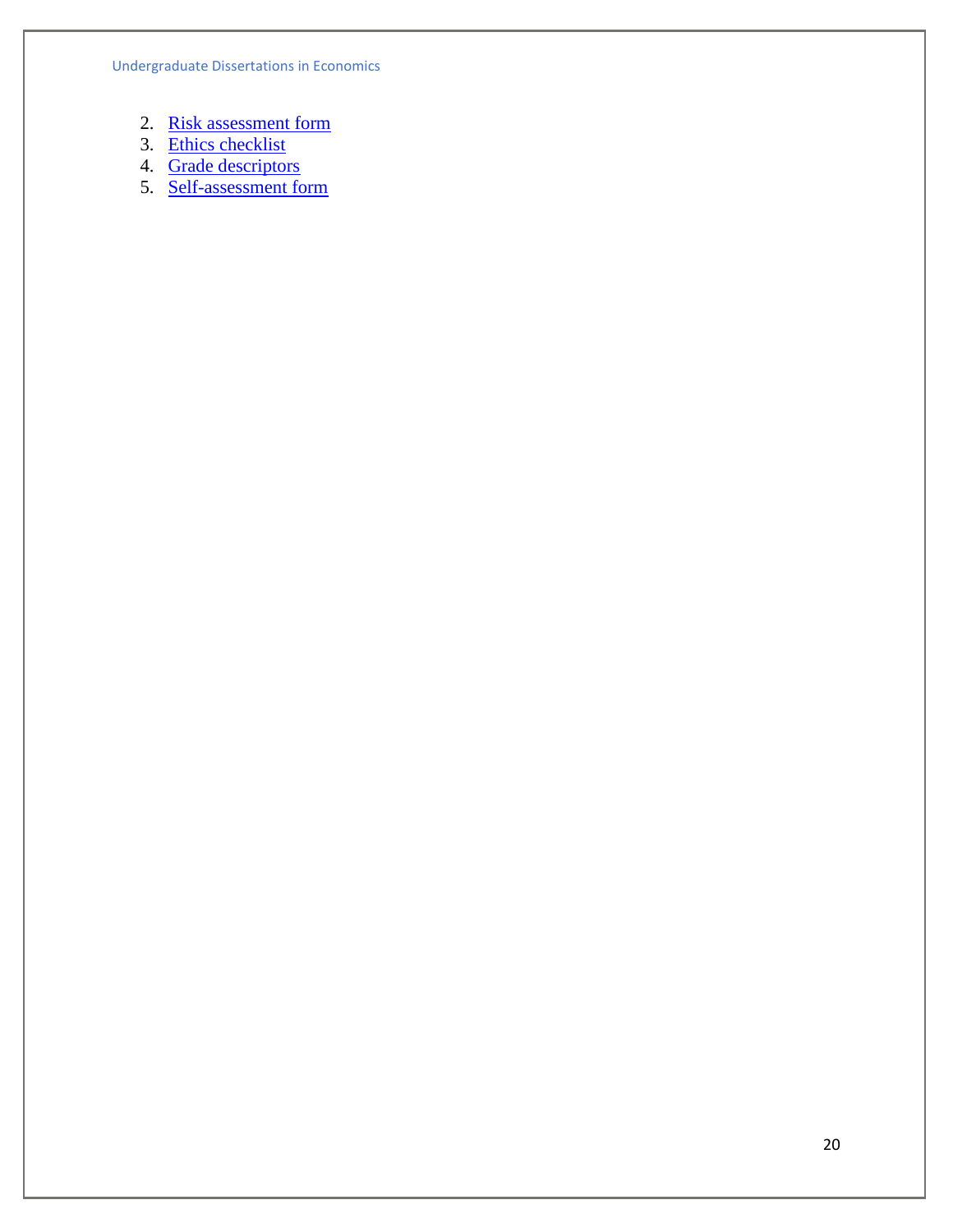2. Risk assessment form
3. Ethics checklist
4. Grade descriptors
5. Self-assessment form